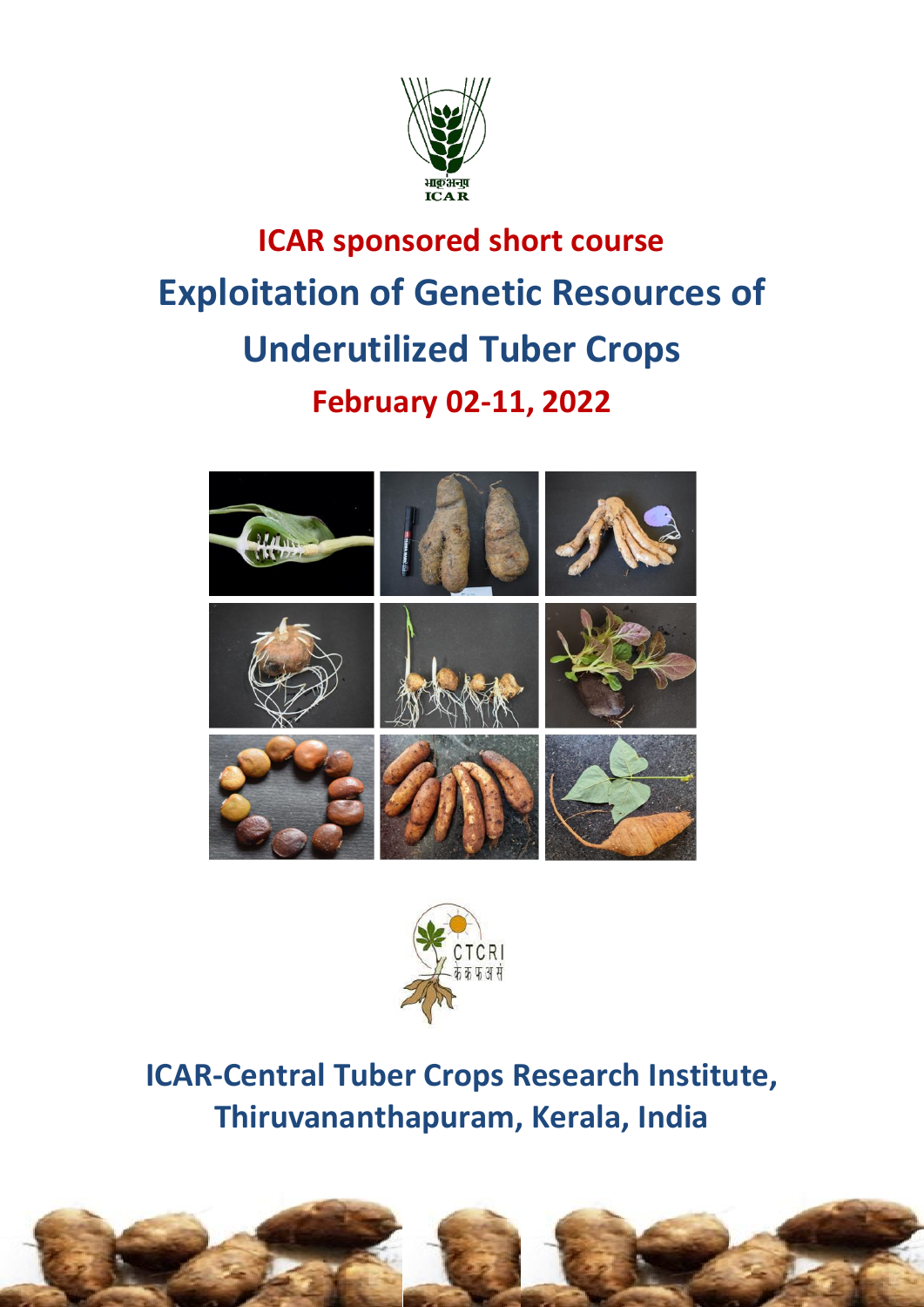ICAR sponsored short course

# Exploitation of Genetic Resources of Underutilized Tuber Crops

## February 02-11, 2022

## ICAR-Central Tuber Crops Research Institute, Thiruvananthapuram, Kerala, India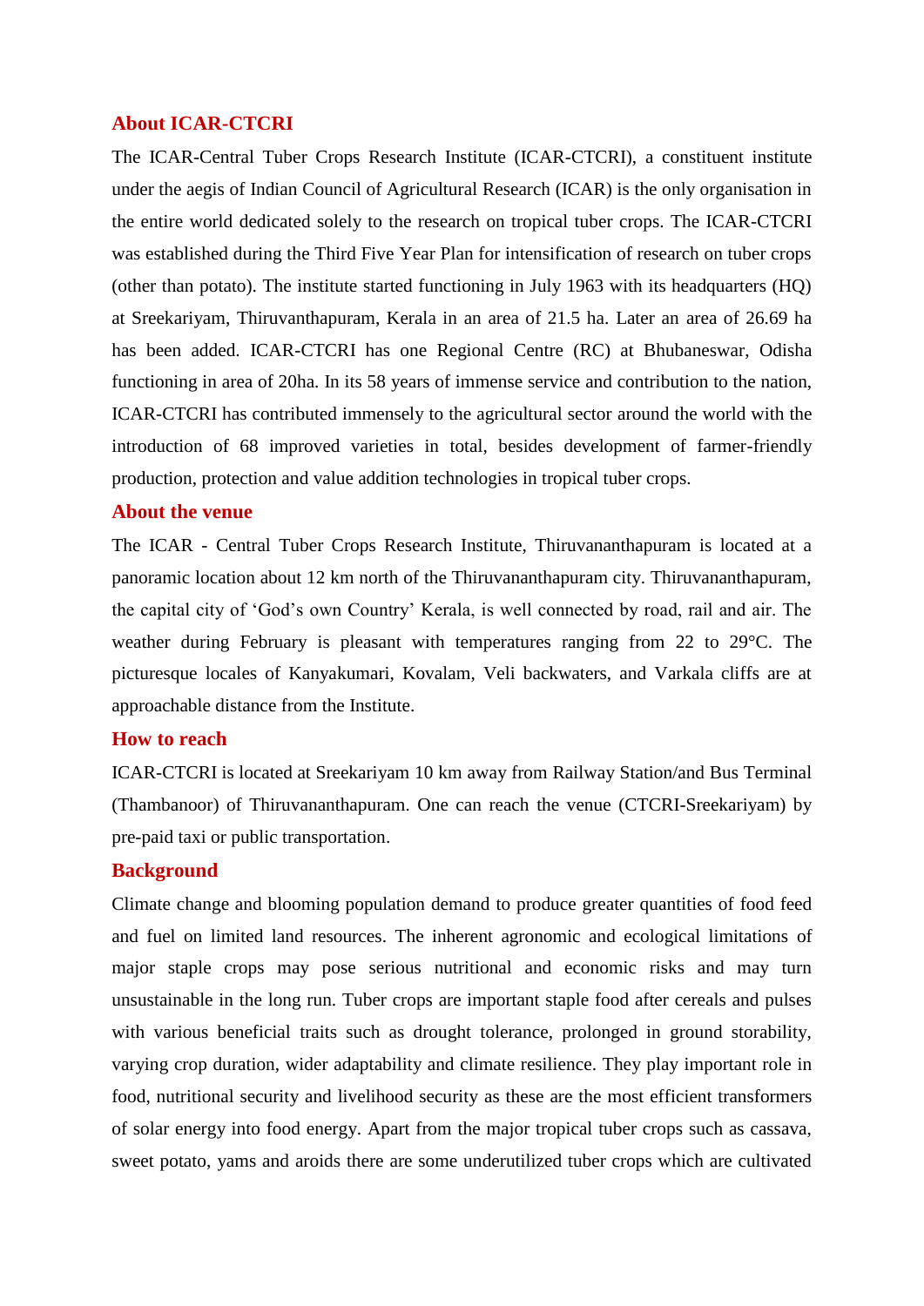## About ICAR-CTCRI

The ICAR-Central Tuber Crops Research Institute (ICAR-CTCRI), a constituent institute under the aegis of Indian Council of Agricultural Research (ICAR) is the only organisation in the entire world dedicated solely to the research on tropical tuber crops. The ICAR-CTCRI was established during the Third Five Year Plan for intensification of research on tuber crops (other than potato). The institute started functioning in July 1963 with its headquarters (HQ) at Sreekariyam, Thiruvanthapuram, Kerala in an area of 21.5 ha. Later an area of 26.69 ha has been added. ICAR-CTCRI has one Regional Centre (RC) at Bhubaneswar, Odisha functioning in area of 20ha. In its 58 years of immense service and contribution to the nation, ICAR-CTCRI has contributed immensely to the agricultural sector around the world with the introduction of 68 improved varieties in total, besides development of farmer-friendly production, protection and value addition technologies in tropical tuber crops.

## About the venue

The ICAR - Central Tuber Crops Research Institute, Thiruvananthapuram is located at a panoramic location about 12 km north of the Thiruvananthapuram city. Thiruvananthapuram, the capital city of 'God's own Country' Kerala, is well connected by road, rail and air. The weather during February is pleasant with temperatures ranging from 22 to 29°C. The picturesque locales of Kanyakumari, Kovalam, Veli backwaters, and Varkala cliffs are at approachable distance from the Institute.

## How to reach

ICAR-CTCRI is located at Sreekariyam 10 km away from Railway Station/and Bus Terminal (Thambanoor) of Thiruvananthapuram. One can reach the venue (CTCRI-Sreekariyam) by pre-paid taxi or public transportation.

## Background

Climate change and blooming population demand to produce greater quantities of food feed and fuel on limited land resources. The inherent agronomic and ecological limitations of major staple crops may pose serious nutritional and economic risks and may turn unsustainable in the long run. Tuber crops are important staple food after cereals and pulses with various beneficial traits such as drought tolerance, prolonged in ground storability, varying crop duration, wider adaptability and climate resilience. They play important role in food, nutritional security and livelihood security as these are the most efficient transformers of solar energy into food energy. Apart from the major tropical tuber crops such as cassava, sweet potato, yams and aroids there are some underutilized tuber crops which are cultivated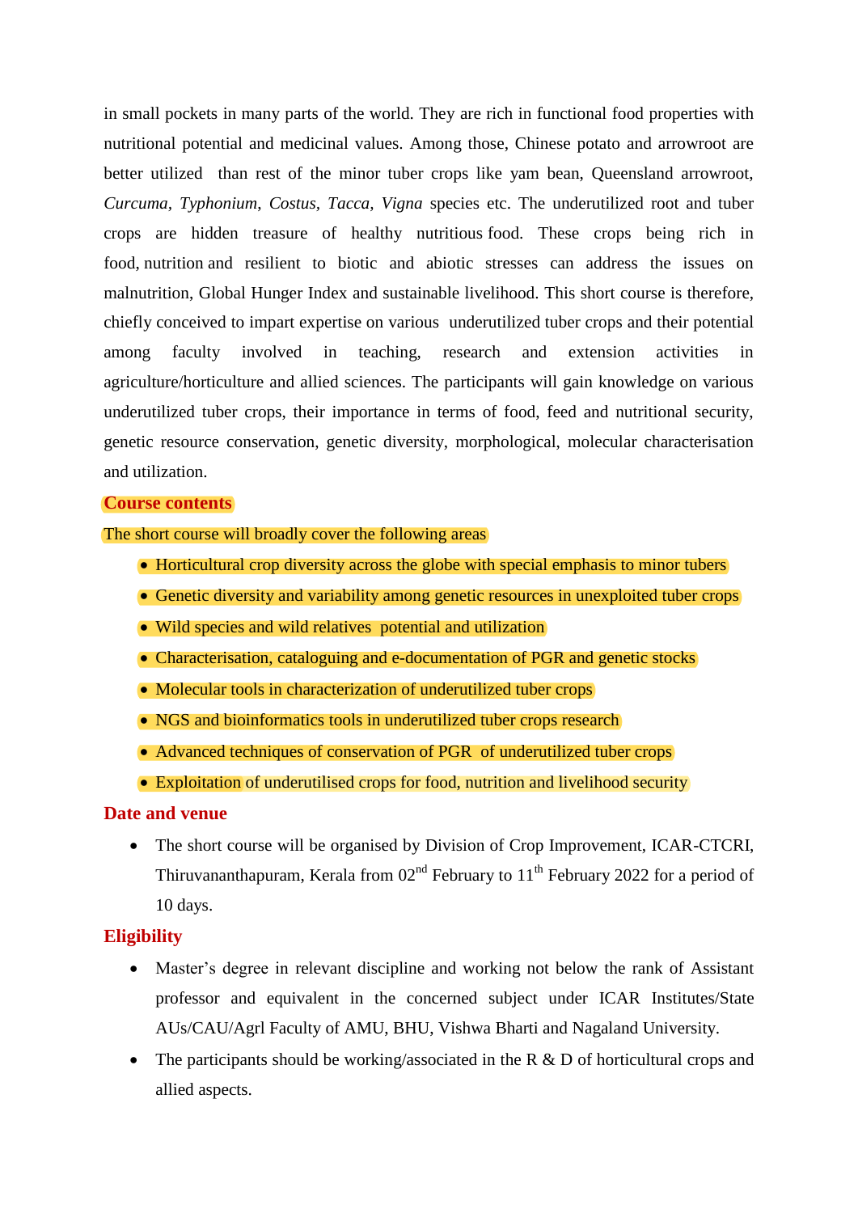in small pockets in many parts of the world. They are rich in functional food properties with nutritional potential and medicinal values. Among those, Chinese potato and arrowroot are better utilized than rest of the minor tuber crops like yam bean, Queensland arrowroot, *Curcuma*, *Typhonium*, *Costus*, *Tacca*, *Vigna* species etc. The underutilized root and tuber crops are hidden treasure of healthy nutritious food. These crops being rich in food, nutrition and resilient to biotic and abiotic stresses can address the issues on malnutrition, Global Hunger Index and sustainable livelihood. This short course is therefore, chiefly conceived to impart expertise on various underutilized tuber crops and their potential among faculty involved in teaching, research and extension activities in agriculture/horticulture and allied sciences. The participants will gain knowledge on various underutilized tuber crops, their importance in terms of food, feed and nutritional security, genetic resource conservation, genetic diversity, morphological, molecular characterisation and utilization.

## Course contents

The short course will broadly cover the following areas

- Horticultural crop diversity across the globe with special emphasis to minor tubers
- Genetic diversity and variability among genetic resources in unexploited tuber crops
- Wild species and wild relatives potential and utilization
- Characterisation, cataloguing and e-documentation of PGR and genetic stocks
- Molecular tools in characterization of underutilized tuber crops
- NGS and bioinformatics tools in underutilized tuber crops research
- Advanced techniques of conservation of PGR of underutilized tuber crops
- Exploitation of underutilised crops for food, nutrition and livelihood security

## Date and venue

- The short course will be organised by Division of Crop Improvement, ICAR-CTCRI, Thiruvananthapuram, Kerala from 02nd February to 11th February 2022 for a period of 10 days.

## Eligibility

- Master's degree in relevant discipline and working not below the rank of Assistant professor and equivalent in the concerned subject under ICAR Institutes/State AUs/CAU/Agrl Faculty of AMU, BHU, Vishwa Bharti and Nagaland University.
- The participants should be working/associated in the R & D of horticultural crops and allied aspects.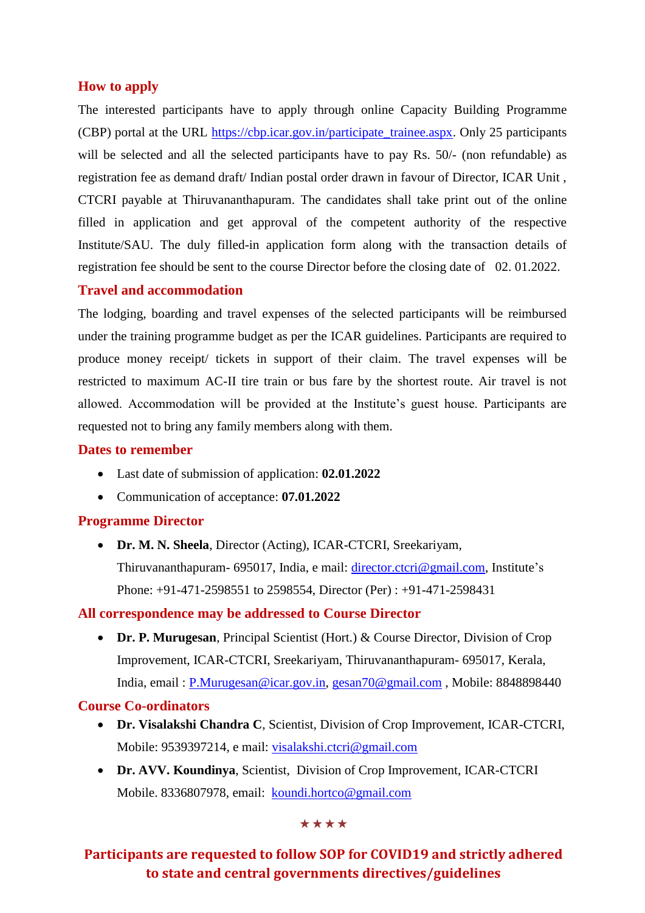## How to apply

The interested participants have to apply through online Capacity Building Programme (CBP) portal at the URL https://cbp.icar.gov.in/participate_trainee.aspx. Only 25 participants will be selected and all the selected participants have to pay Rs. 50/- (non refundable) as registration fee as demand draft/ Indian postal order drawn in favour of Director, ICAR Unit , CTCRI payable at Thiruvananthapuram. The candidates shall take print out of the online filled in application and get approval of the competent authority of the respective Institute/SAU. The duly filled-in application form along with the transaction details of registration fee should be sent to the course Director before the closing date of 02. 01.2022.

## Travel and accommodation

The lodging, boarding and travel expenses of the selected participants will be reimbursed under the training programme budget as per the ICAR guidelines. Participants are required to produce money receipt/ tickets in support of their claim. The travel expenses will be restricted to maximum AC-II tire train or bus fare by the shortest route. Air travel is not allowed. Accommodation will be provided at the Institute's guest house. Participants are requested not to bring any family members along with them.

## Dates to remember

- Last date of submission of application: **02.01.2022**
- Communication of acceptance: **07.01.2022**

## Programme Director

- **Dr. M. N. Sheela**, Director (Acting), ICAR-CTCRI, Sreekariyam, Thiruvananthapuram- 695017, India, e mail: director.ctcri@gmail.com, Institute's Phone: +91-471-2598551 to 2598554, Director (Per) : +91-471-2598431

## All correspondence may be addressed to Course Director

- **Dr. P. Murugesan**, Principal Scientist (Hort.) & Course Director, Division of Crop Improvement, ICAR-CTCRI, Sreekariyam, Thiruvananthapuram- 695017, Kerala, India, email : P.Murugesan@icar.gov.in, gesan70@gmail.com , Mobile: 8848898440

## Course Co-ordinators

- **Dr. Visalakshi Chandra C**, Scientist, Division of Crop Improvement, ICAR-CTCRI, Mobile: 9539397214, e mail: visalakshi.ctcri@gmail.com
- **Dr. AVV. Koundinya**, Scientist, Division of Crop Improvement, ICAR-CTCRI Mobile. 8336807978, email: koundi.hortco@gmail.com

★★★★

**Participants are requested to follow SOP for COVID19 and strictly adhered to state and central governments directives/guidelines**